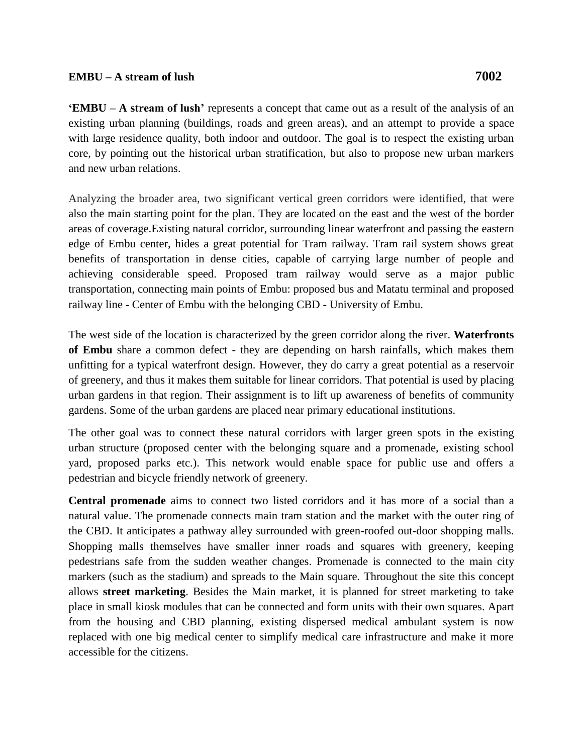**EMBU – A stream of lush** **7002**

**'EMBU – A stream of lush'** represents a concept that came out as a result of the analysis of an existing urban planning (buildings, roads and green areas), and an attempt to provide a space with large residence quality, both indoor and outdoor. The goal is to respect the existing urban core, by pointing out the historical urban stratification, but also to propose new urban markers and new urban relations.

Analyzing the broader area, two significant vertical green corridors were identified, that were also the main starting point for the plan. They are located on the east and the west of the border areas of coverage.Existing natural corridor, surrounding linear waterfront and passing the eastern edge of Embu center, hides a great potential for Tram railway. Tram rail system shows great benefits of transportation in dense cities, capable of carrying large number of people and achieving considerable speed. Proposed tram railway would serve as a major public transportation, connecting main points of Embu: proposed bus and Matatu terminal and proposed railway line - Center of Embu with the belonging CBD - University of Embu.

The west side of the location is characterized by the green corridor along the river. **Waterfronts of Embu** share a common defect - they are depending on harsh rainfalls, which makes them unfitting for a typical waterfront design. However, they do carry a great potential as a reservoir of greenery, and thus it makes them suitable for linear corridors. That potential is used by placing urban gardens in that region. Their assignment is to lift up awareness of benefits of community gardens. Some of the urban gardens are placed near primary educational institutions.

The other goal was to connect these natural corridors with larger green spots in the existing urban structure (proposed center with the belonging square and a promenade, existing school yard, proposed parks etc.). This network would enable space for public use and offers a pedestrian and bicycle friendly network of greenery.

**Central promenade** aims to connect two listed corridors and it has more of a social than a natural value. The promenade connects main tram station and the market with the outer ring of the CBD. It anticipates a pathway alley surrounded with green-roofed out-door shopping malls. Shopping malls themselves have smaller inner roads and squares with greenery, keeping pedestrians safe from the sudden weather changes. Promenade is connected to the main city markers (such as the stadium) and spreads to the Main square. Throughout the site this concept allows **street marketing**. Besides the Main market, it is planned for street marketing to take place in small kiosk modules that can be connected and form units with their own squares. Apart from the housing and CBD planning, existing dispersed medical ambulant system is now replaced with one big medical center to simplify medical care infrastructure and make it more accessible for the citizens.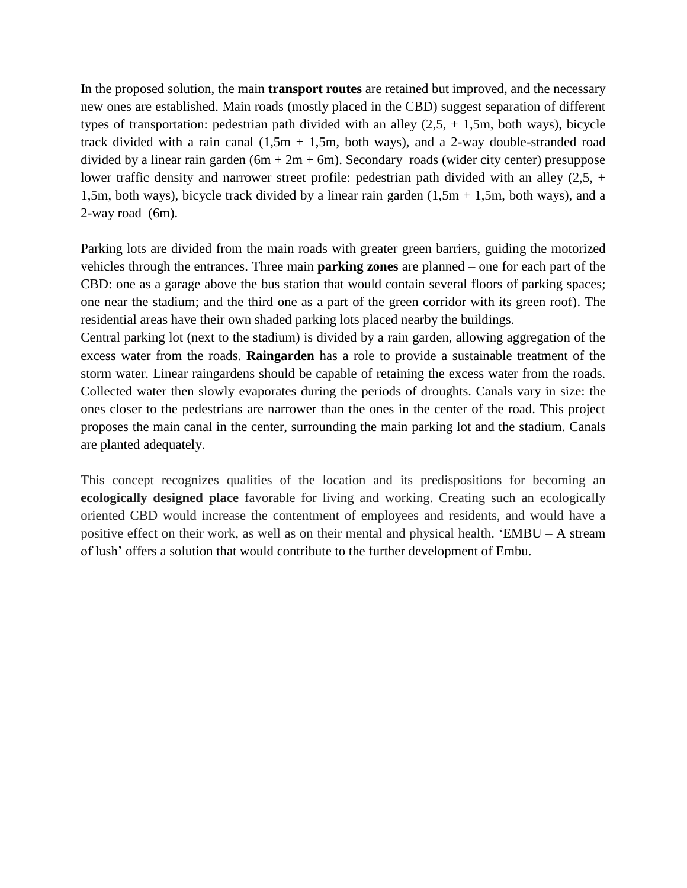In the proposed solution, the main **transport routes** are retained but improved, and the necessary new ones are established. Main roads (mostly placed in the CBD) suggest separation of different types of transportation: pedestrian path divided with an alley (2,5, + 1,5m, both ways), bicycle track divided with a rain canal (1,5m + 1,5m, both ways), and a 2-way double-stranded road divided by a linear rain garden (6m + 2m + 6m). Secondary roads (wider city center) presuppose lower traffic density and narrower street profile: pedestrian path divided with an alley (2,5, + 1,5m, both ways), bicycle track divided by a linear rain garden (1,5m + 1,5m, both ways), and a 2-way road (6m).

Parking lots are divided from the main roads with greater green barriers, guiding the motorized vehicles through the entrances. Three main **parking zones** are planned – one for each part of the CBD: one as a garage above the bus station that would contain several floors of parking spaces; one near the stadium; and the third one as a part of the green corridor with its green roof). The residential areas have their own shaded parking lots placed nearby the buildings.
Central parking lot (next to the stadium) is divided by a rain garden, allowing aggregation of the excess water from the roads. **Raingarden** has a role to provide a sustainable treatment of the storm water. Linear raingardens should be capable of retaining the excess water from the roads. Collected water then slowly evaporates during the periods of droughts. Canals vary in size: the ones closer to the pedestrians are narrower than the ones in the center of the road. This project proposes the main canal in the center, surrounding the main parking lot and the stadium. Canals are planted adequately.

This concept recognizes qualities of the location and its predispositions for becoming an **ecologically designed place** favorable for living and working. Creating such an ecologically oriented CBD would increase the contentment of employees and residents, and would have a positive effect on their work, as well as on their mental and physical health. 'EMBU – A stream of lush' offers a solution that would contribute to the further development of Embu.